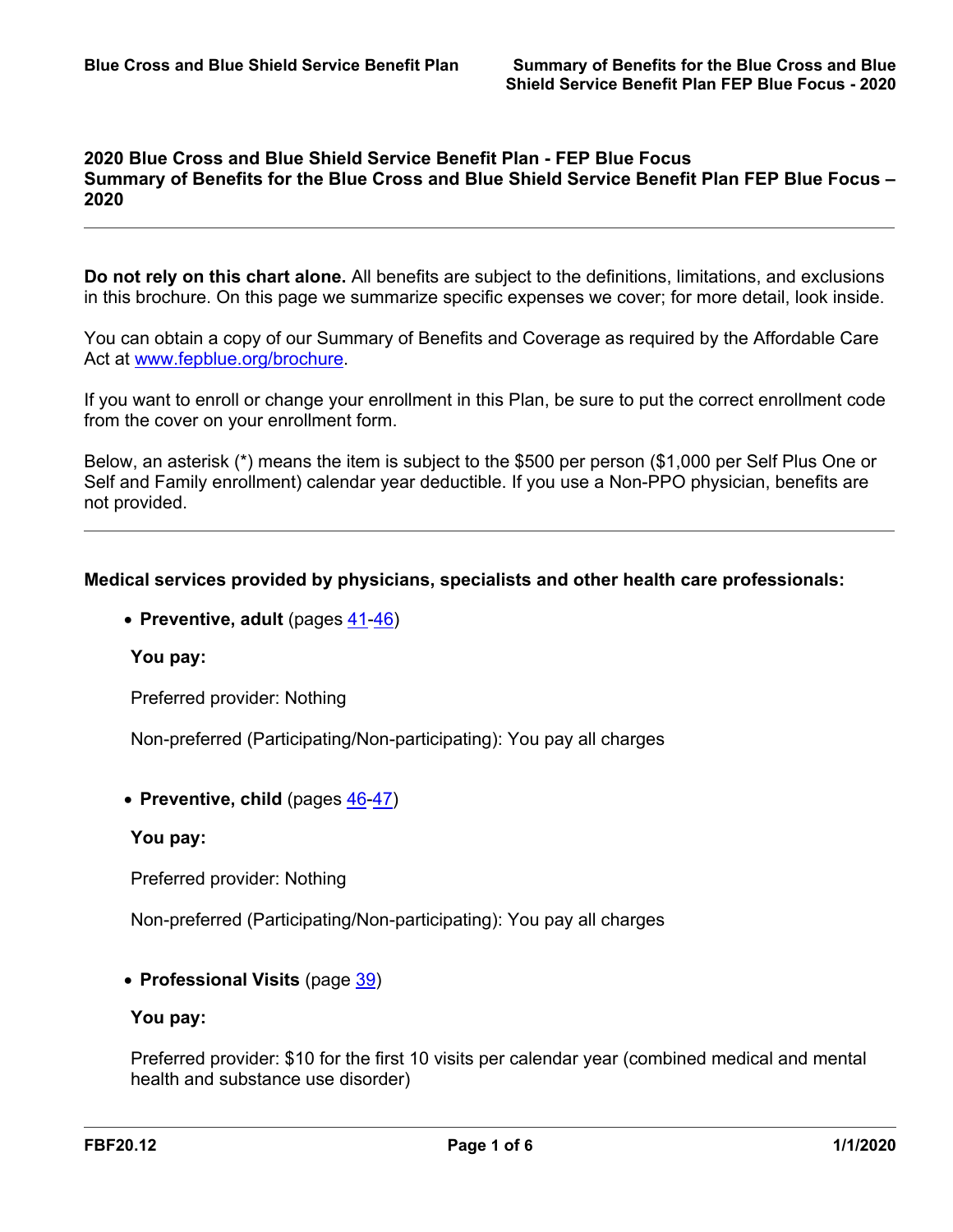## 2020 Blue Cross and Blue Shield Service Benefit Plan - FEP Blue Focus
## Summary of Benefits for the Blue Cross and Blue Shield Service Benefit Plan FEP Blue Focus – 2020

---

**Do not rely on this chart alone.** All benefits are subject to the definitions, limitations, and exclusions in this brochure. On this page we summarize specific expenses we cover; for more detail, look inside.

You can obtain a copy of our Summary of Benefits and Coverage as required by the Affordable Care Act at www.fepblue.org/brochure.

If you want to enroll or change your enrollment in this Plan, be sure to put the correct enrollment code from the cover on your enrollment form.

Below, an asterisk (*) means the item is subject to the $500 per person ($1,000 per Self Plus One or Self and Family enrollment) calendar year deductible. If you use a Non-PPO physician, benefits are not provided.

---

**Medical services provided by physicians, specialists and other health care professionals:**

- **Preventive, adult** (pages 41-46)

  **You pay:**

  Preferred provider: Nothing

  Non-preferred (Participating/Non-participating): You pay all charges

- **Preventive, child** (pages 46-47)

  **You pay:**

  Preferred provider: Nothing

  Non-preferred (Participating/Non-participating): You pay all charges

- **Professional Visits** (page 39)

  **You pay:**

  Preferred provider: $10 for the first 10 visits per calendar year (combined medical and mental health and substance use disorder)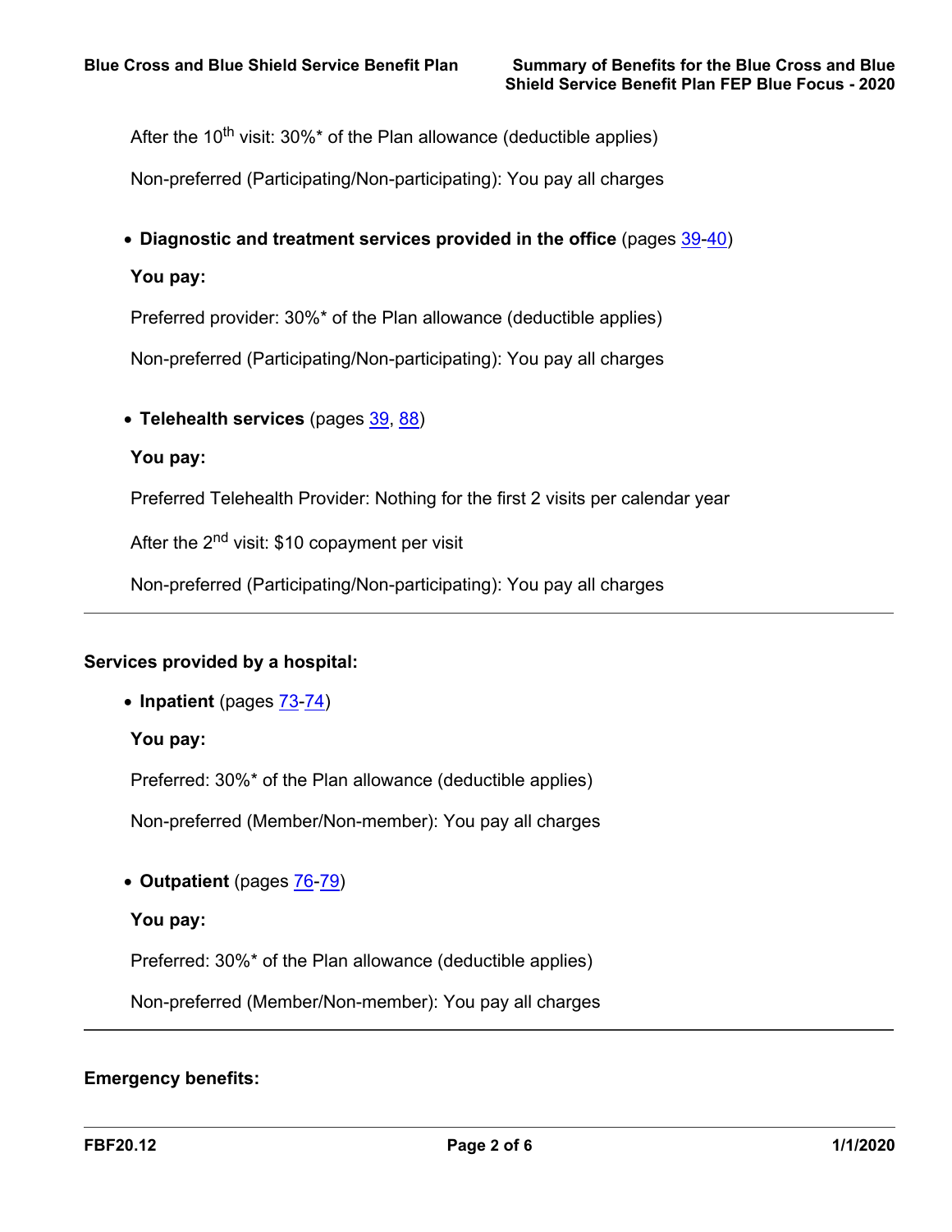After the 10th visit: 30%* of the Plan allowance (deductible applies)

Non-preferred (Participating/Non-participating): You pay all charges

- **Diagnostic and treatment services provided in the office** (pages 39-40)

  **You pay:**

  Preferred provider: 30%* of the Plan allowance (deductible applies)

  Non-preferred (Participating/Non-participating): You pay all charges

- **Telehealth services** (pages 39, 88)

  **You pay:**

  Preferred Telehealth Provider: Nothing for the first 2 visits per calendar year

  After the 2nd visit: $10 copayment per visit

  Non-preferred (Participating/Non-participating): You pay all charges

---

**Services provided by a hospital:**

- **Inpatient** (pages 73-74)

  **You pay:**

  Preferred: 30%* of the Plan allowance (deductible applies)

  Non-preferred (Member/Non-member): You pay all charges

- **Outpatient** (pages 76-79)

  **You pay:**

  Preferred: 30%* of the Plan allowance (deductible applies)

  Non-preferred (Member/Non-member): You pay all charges

---

**Emergency benefits:**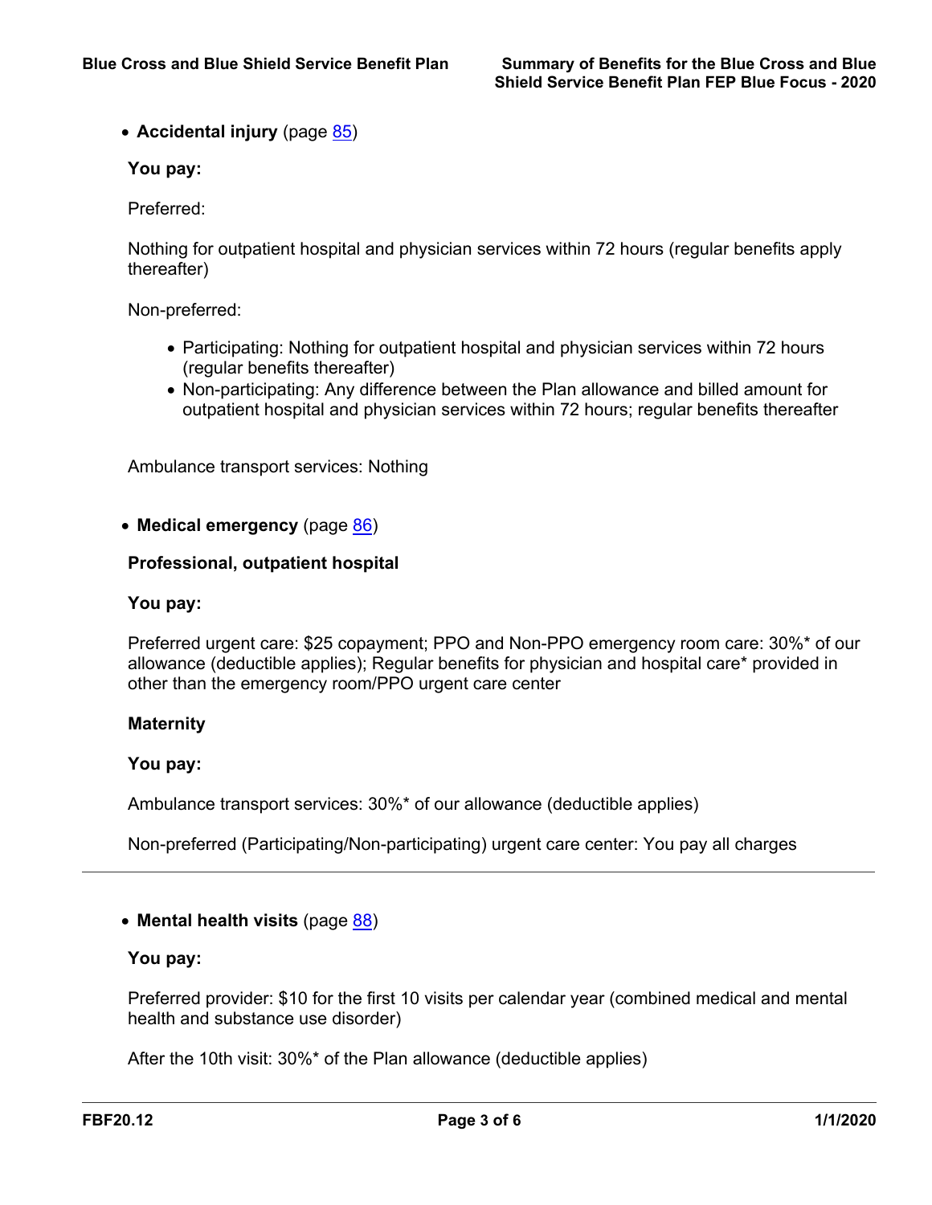- **Accidental injury** (page 85)

  **You pay:**

  Preferred:

  Nothing for outpatient hospital and physician services within 72 hours (regular benefits apply thereafter)

  Non-preferred:

  - Participating: Nothing for outpatient hospital and physician services within 72 hours (regular benefits thereafter)
  - Non-participating: Any difference between the Plan allowance and billed amount for outpatient hospital and physician services within 72 hours; regular benefits thereafter

  Ambulance transport services: Nothing

- **Medical emergency** (page 86)

  **Professional, outpatient hospital**

  **You pay:**

  Preferred urgent care: $25 copayment; PPO and Non-PPO emergency room care: 30%* of our allowance (deductible applies); Regular benefits for physician and hospital care* provided in other than the emergency room/PPO urgent care center

  **Maternity**

  **You pay:**

  Ambulance transport services: 30%* of our allowance (deductible applies)

  Non-preferred (Participating/Non-participating) urgent care center: You pay all charges

---

- **Mental health visits** (page 88)

  **You pay:**

  Preferred provider: $10 for the first 10 visits per calendar year (combined medical and mental health and substance use disorder)

  After the 10th visit: 30%* of the Plan allowance (deductible applies)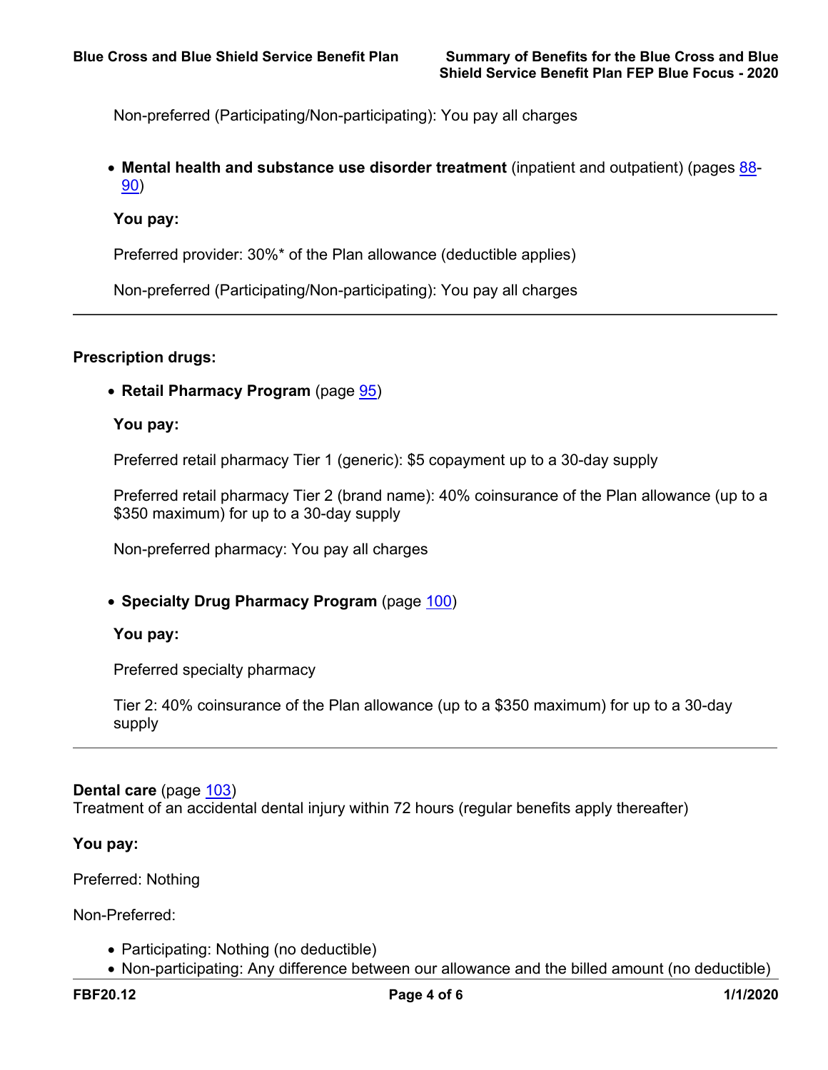Non-preferred (Participating/Non-participating): You pay all charges

- **Mental health and substance use disorder treatment** (inpatient and outpatient) (pages 88-90)

**You pay:**

Preferred provider: 30%* of the Plan allowance (deductible applies)

Non-preferred (Participating/Non-participating): You pay all charges

---

**Prescription drugs:**

- **Retail Pharmacy Program** (page 95)

**You pay:**

Preferred retail pharmacy Tier 1 (generic): $5 copayment up to a 30-day supply

Preferred retail pharmacy Tier 2 (brand name): 40% coinsurance of the Plan allowance (up to a $350 maximum) for up to a 30-day supply

Non-preferred pharmacy: You pay all charges

- **Specialty Drug Pharmacy Program** (page 100)

**You pay:**

Preferred specialty pharmacy

Tier 2: 40% coinsurance of the Plan allowance (up to a $350 maximum) for up to a 30-day supply

---

**Dental care** (page 103)
Treatment of an accidental dental injury within 72 hours (regular benefits apply thereafter)

**You pay:**

Preferred: Nothing

Non-Preferred:

- Participating: Nothing (no deductible)
- Non-participating: Any difference between our allowance and the billed amount (no deductible)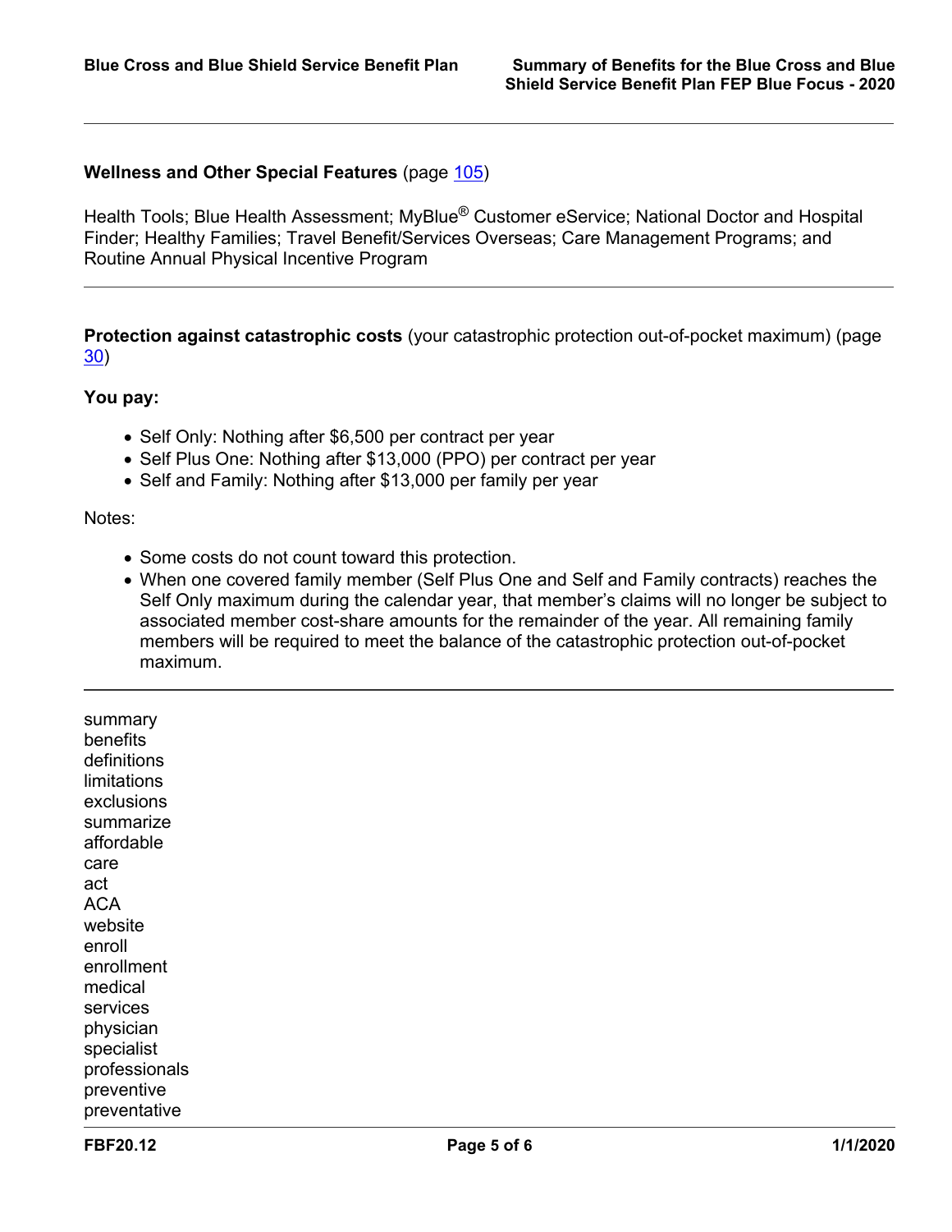**Wellness and Other Special Features** (page 105)

Health Tools; Blue Health Assessment; MyBlue® Customer eService; National Doctor and Hospital Finder; Healthy Families; Travel Benefit/Services Overseas; Care Management Programs; and Routine Annual Physical Incentive Program

---

**Protection against catastrophic costs** (your catastrophic protection out-of-pocket maximum) (page 30)

**You pay:**

- Self Only: Nothing after $6,500 per contract per year
- Self Plus One: Nothing after $13,000 (PPO) per contract per year
- Self and Family: Nothing after $13,000 per family per year

Notes:

- Some costs do not count toward this protection.
- When one covered family member (Self Plus One and Self and Family contracts) reaches the Self Only maximum during the calendar year, that member's claims will no longer be subject to associated member cost-share amounts for the remainder of the year. All remaining family members will be required to meet the balance of the catastrophic protection out-of-pocket maximum.

---

summary
benefits
definitions
limitations
exclusions
summarize
affordable
care
act
ACA
website
enroll
enrollment
medical
services
physician
specialist
professionals
preventive
preventative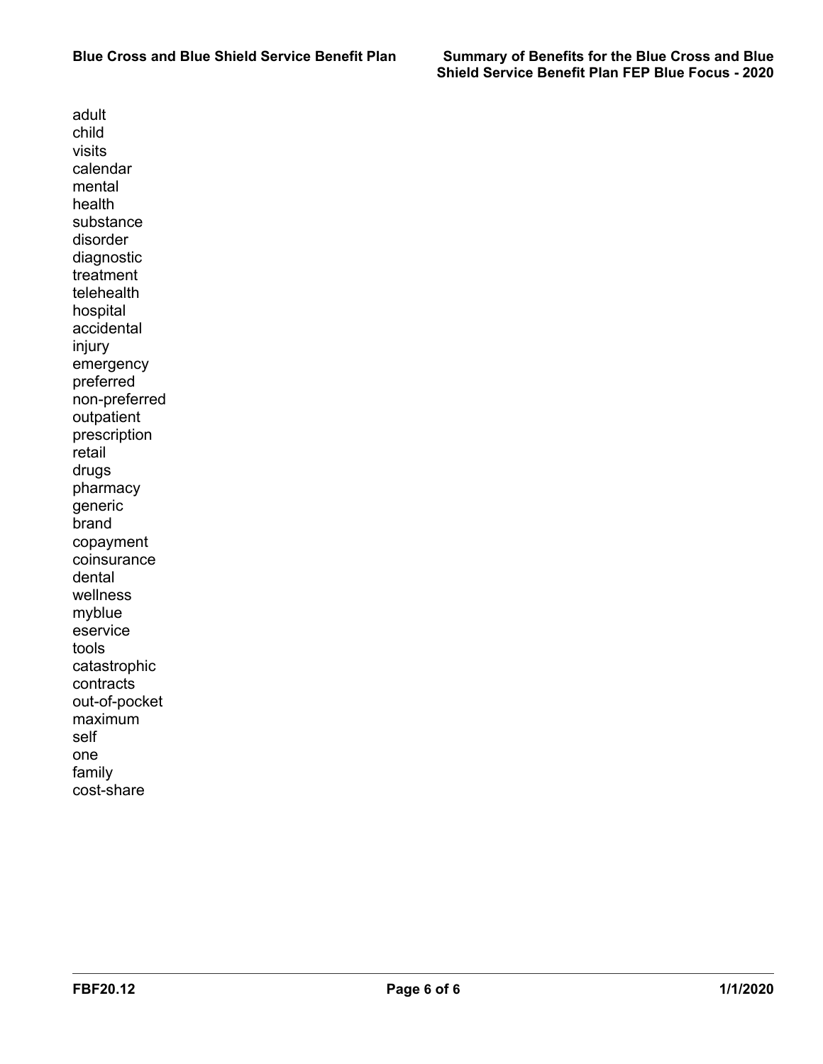adult
child
visits
calendar
mental
health
substance
disorder
diagnostic
treatment
telehealth
hospital
accidental
injury
emergency
preferred
non-preferred
outpatient
prescription
retail
drugs
pharmacy
generic
brand
copayment
coinsurance
dental
wellness
myblue
eservice
tools
catastrophic
contracts
out-of-pocket
maximum
self
one
family
cost-share